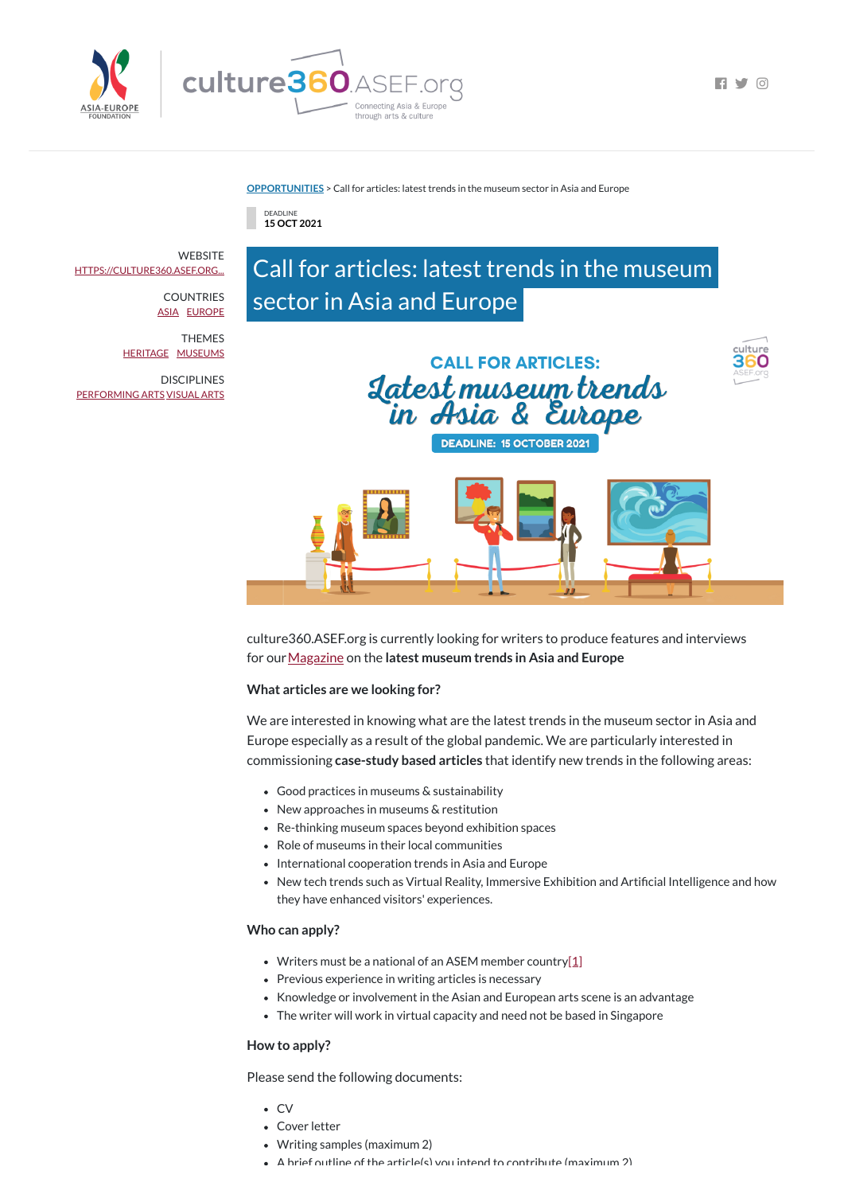OPPORTUNITIES > Call for articles: latest trends in the museum sector in Asia and Europe

DEADLINE
15 OCT 2021

WEBSITE
HTTPS://CULTURE360.ASEF.ORG...

COUNTRIES
ASIA EUROPE

THEMES
HERITAGE MUSEUMS

DISCIPLINES
PERFORMING ARTS VISUAL ARTS

# Call for articles: latest trends in the museum sector in Asia and Europe

culture360.ASEF.org is currently looking for writers to produce features and interviews for our Magazine on the **latest museum trends in Asia and Europe**

**What articles are we looking for?**

We are interested in knowing what are the latest trends in the museum sector in Asia and Europe especially as a result of the global pandemic. We are particularly interested in commissioning **case-study based articles** that identify new trends in the following areas:

- Good practices in museums & sustainability
- New approaches in museums & restitution
- Re-thinking museum spaces beyond exhibition spaces
- Role of museums in their local communities
- International cooperation trends in Asia and Europe
- New tech trends such as Virtual Reality, Immersive Exhibition and Artificial Intelligence and how they have enhanced visitors' experiences.

**Who can apply?**

- Writers must be a national of an ASEM member country[1]
- Previous experience in writing articles is necessary
- Knowledge or involvement in the Asian and European arts scene is an advantage
- The writer will work in virtual capacity and need not be based in Singapore

**How to apply?**

Please send the following documents:

- CV
- Cover letter
- Writing samples (maximum 2)
- A brief outline of the article(s) you intend to contribute (maximum 2)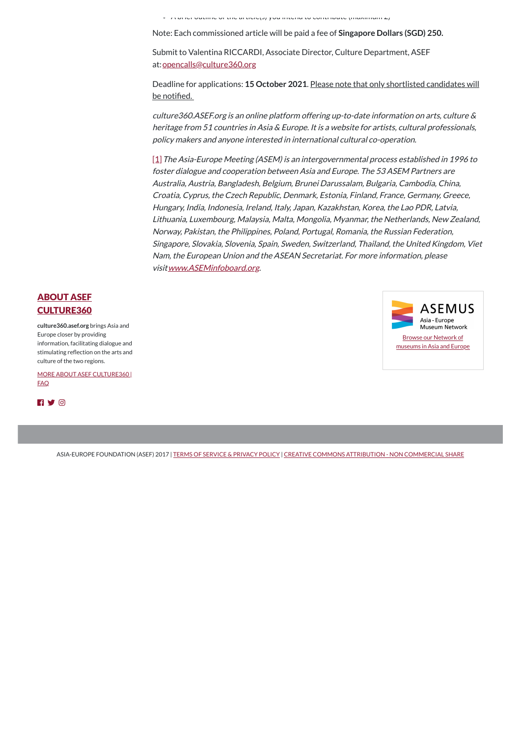- A brief outline of the article(s) you intend to contribute (maximum 2)

Note: Each commissioned article will be paid a fee of **Singapore Dollars (SGD) 250.**

Submit to Valentina RICCARDI, Associate Director, Culture Department, ASEF at: opencalls@culture360.org

Deadline for applications: **15 October 2021**. Please note that only shortlisted candidates will be notified.

*culture360.ASEF.org is an online platform offering up-to-date information on arts, culture & heritage from 51 countries in Asia & Europe. It is a website for artists, cultural professionals, policy makers and anyone interested in international cultural co-operation.*

[1] *The Asia-Europe Meeting (ASEM) is an intergovernmental process established in 1996 to foster dialogue and cooperation between Asia and Europe. The 53 ASEM Partners are Australia, Austria, Bangladesh, Belgium, Brunei Darussalam, Bulgaria, Cambodia, China, Croatia, Cyprus, the Czech Republic, Denmark, Estonia, Finland, France, Germany, Greece, Hungary, India, Indonesia, Ireland, Italy, Japan, Kazakhstan, Korea, the Lao PDR, Latvia, Lithuania, Luxembourg, Malaysia, Malta, Mongolia, Myanmar, the Netherlands, New Zealand, Norway, Pakistan, the Philippines, Poland, Portugal, Romania, the Russian Federation, Singapore, Slovakia, Slovenia, Spain, Sweden, Switzerland, Thailand, the United Kingdom, Viet Nam, the European Union and the ASEAN Secretariat. For more information, please visit www.ASEMinfoboard.org.*

## ABOUT ASEF CULTURE360

**culture360.asef.org** brings Asia and Europe closer by providing information, facilitating dialogue and stimulating reflection on the arts and culture of the two regions.

MORE ABOUT ASEF CULTURE360 | FAQ

ASEMUS Asia - Europe Museum Network

Browse our Network of museums in Asia and Europe

ASIA-EUROPE FOUNDATION (ASEF) 2017 | TERMS OF SERVICE & PRIVACY POLICY | CREATIVE COMMONS ATTRIBUTION - NON COMMERCIAL SHARE